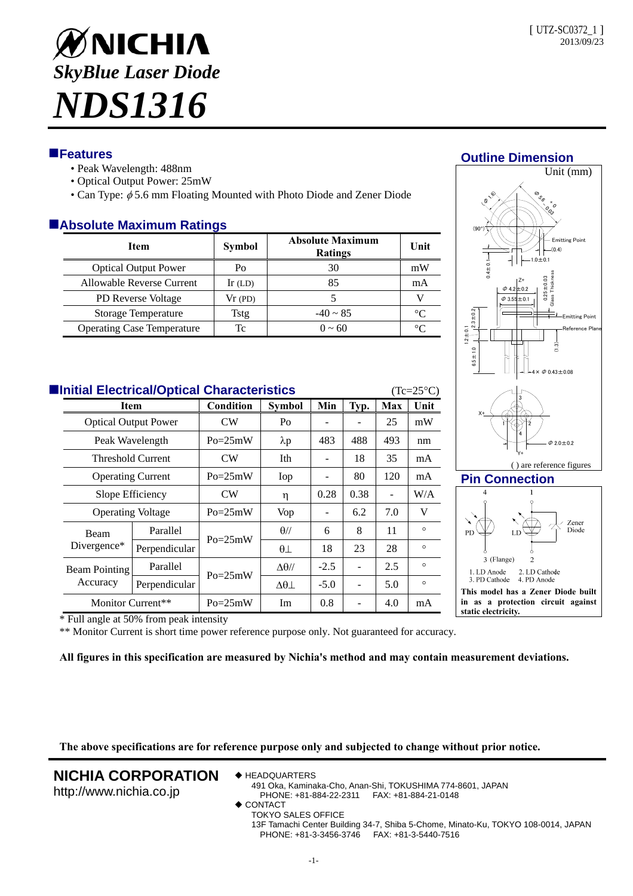[ UTZ-SC0372_1 ]
2013/09/23

# NICHIA

## *SkyBlue Laser Diode*

# *NDS1316*

## Features

- Peak Wavelength: 488nm
- Optical Output Power: 25mW
- Can Type: $\phi$5.6 mm Floating Mounted with Photo Diode and Zener Diode

## Absolute Maximum Ratings

| Item | Symbol | Absolute Maximum Ratings | Unit |
|---|---|---|---|
| Optical Output Power | Po | 30 | mW |
| Allowable Reverse Current | Ir (LD) | 85 | mA |
| PD Reverse Voltage | Vr (PD) | 5 | V |
| Storage Temperature | Tstg | -40 ~ 85 | °C |
| Operating Case Temperature | Tc | 0 ~ 60 | °C |

## Initial Electrical/Optical Characteristics

(Tc=25°C)

| Item | | Condition | Symbol | Min | Typ. | Max | Unit |
|---|---|---|---|---|---|---|---|
| Optical Output Power | | CW | Po | - | - | 25 | mW |
| Peak Wavelength | | Po=25mW | λp | 483 | 488 | 493 | nm |
| Threshold Current | | CW | Ith | - | 18 | 35 | mA |
| Operating Current | | Po=25mW | Iop | - | 80 | 120 | mA |
| Slope Efficiency | | CW | η | 0.28 | 0.38 | - | W/A |
| Operating Voltage | | Po=25mW | Vop | - | 6.2 | 7.0 | V |
| Beam Divergence* | Parallel | Po=25mW | θ// | 6 | 8 | 11 | ° |
| | Perpendicular | | θ⊥ | 18 | 23 | 28 | ° |
| Beam Pointing Accuracy | Parallel | Po=25mW | Δθ// | -2.5 | - | 2.5 | ° |
| | Perpendicular | | Δθ⊥ | -5.0 | - | 5.0 | ° |
| Monitor Current** | | Po=25mW | Im | 0.8 | - | 4.0 | mA |

\* Full angle at 50% from peak intensity

\** Monitor Current is short time power reference purpose only. Not guaranteed for accuracy.

## Outline Dimension

Unit (mm)

( ) are reference figures

## Pin Connection

1. LD Anode
2. LD Cathode
3. PD Cathode
4. PD Anode

**This model has a Zener Diode built in as a protection circuit against static electricity.**

**All figures in this specification are measured by Nichia's method and may contain measurement deviations.**

**The above specifications are for reference purpose only and subjected to change without prior notice.**

**NICHIA CORPORATION**
http://www.nichia.co.jp

◆ HEADQUARTERS
491 Oka, Kaminaka-Cho, Anan-Shi, TOKUSHIMA 774-8601, JAPAN
PHONE: +81-884-22-2311 FAX: +81-884-21-0148

◆ CONTACT
TOKYO SALES OFFICE
13F Tamachi Center Building 34-7, Shiba 5-Chome, Minato-Ku, TOKYO 108-0014, JAPAN
PHONE: +81-3-3456-3746 FAX: +81-3-5440-7516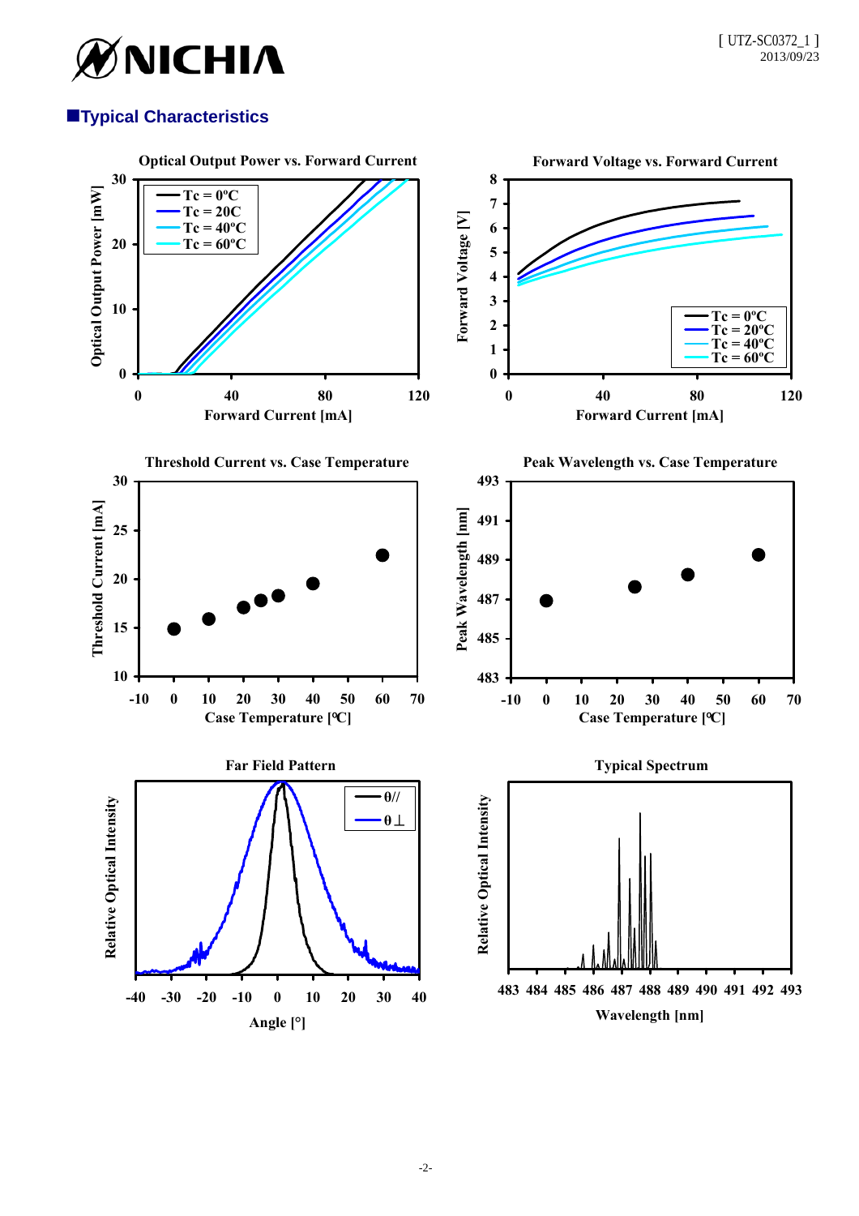## ■Typical Characteristics

**Optical Output Power vs. Forward Current**

**Forward Voltage vs. Forward Current**

**Threshold Current vs. Case Temperature**

**Peak Wavelength vs. Case Temperature**

**Far Field Pattern**

**Typical Spectrum**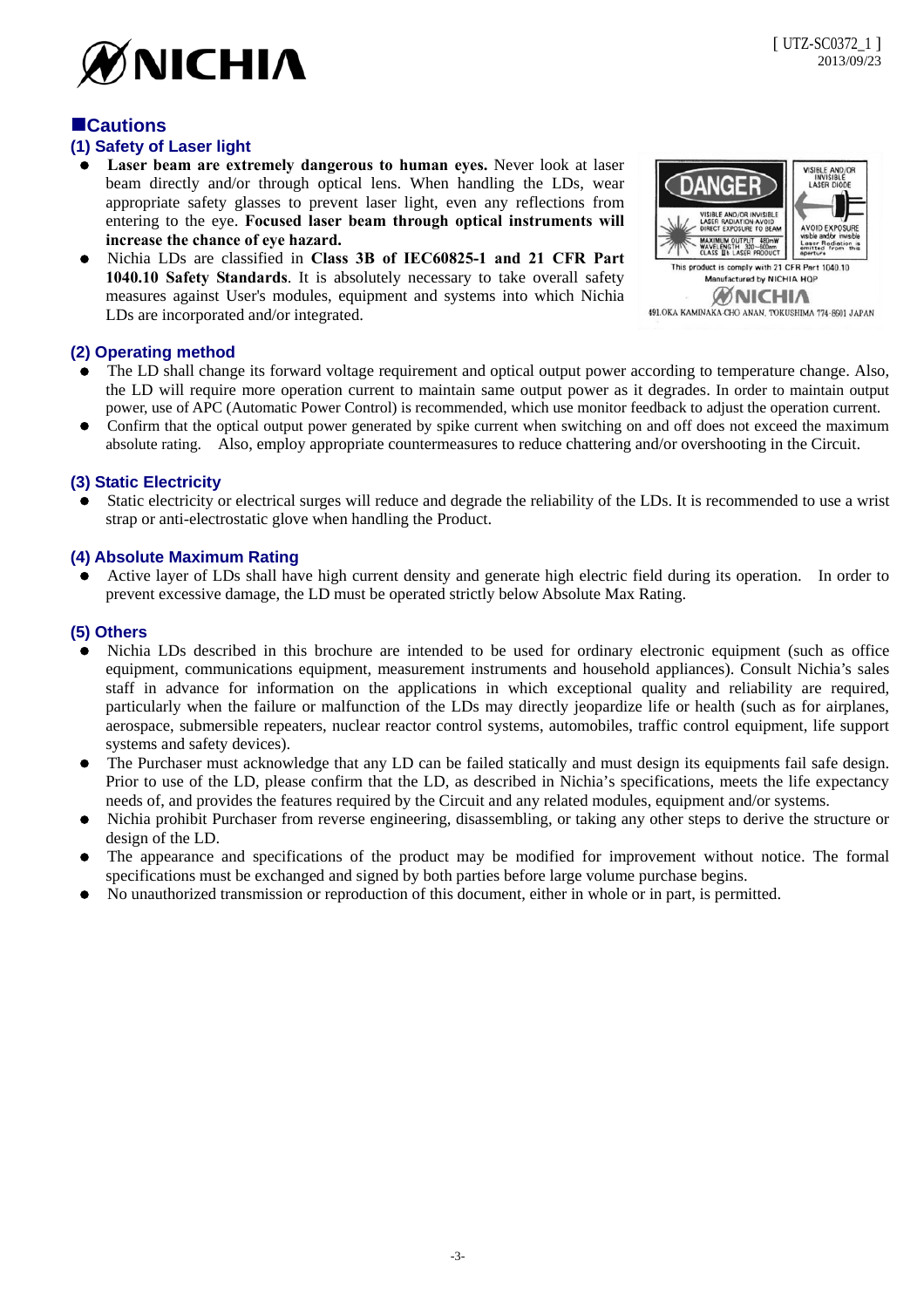## ■Cautions

### (1) Safety of Laser light

- **Laser beam are extremely dangerous to human eyes.** Never look at laser beam directly and/or through optical lens. When handling the LDs, wear appropriate safety glasses to prevent laser light, even any reflections from entering to the eye. **Focused laser beam through optical instruments will increase the chance of eye hazard.**
- Nichia LDs are classified in **Class 3B of IEC60825-1 and 21 CFR Part 1040.10 Safety Standards**. It is absolutely necessary to take overall safety measures against User's modules, equipment and systems into which Nichia LDs are incorporated and/or integrated.

### (2) Operating method

- The LD shall change its forward voltage requirement and optical output power according to temperature change. Also, the LD will require more operation current to maintain same output power as it degrades. In order to maintain output power, use of APC (Automatic Power Control) is recommended, which use monitor feedback to adjust the operation current.
- Confirm that the optical output power generated by spike current when switching on and off does not exceed the maximum absolute rating. Also, employ appropriate countermeasures to reduce chattering and/or overshooting in the Circuit.

### (3) Static Electricity

- Static electricity or electrical surges will reduce and degrade the reliability of the LDs. It is recommended to use a wrist strap or anti-electrostatic glove when handling the Product.

### (4) Absolute Maximum Rating

- Active layer of LDs shall have high current density and generate high electric field during its operation. In order to prevent excessive damage, the LD must be operated strictly below Absolute Max Rating.

### (5) Others

- Nichia LDs described in this brochure are intended to be used for ordinary electronic equipment (such as office equipment, communications equipment, measurement instruments and household appliances). Consult Nichia's sales staff in advance for information on the applications in which exceptional quality and reliability are required, particularly when the failure or malfunction of the LDs may directly jeopardize life or health (such as for airplanes, aerospace, submersible repeaters, nuclear reactor control systems, automobiles, traffic control equipment, life support systems and safety devices).
- The Purchaser must acknowledge that any LD can be failed statically and must design its equipments fail safe design. Prior to use of the LD, please confirm that the LD, as described in Nichia's specifications, meets the life expectancy needs of, and provides the features required by the Circuit and any related modules, equipment and/or systems.
- Nichia prohibit Purchaser from reverse engineering, disassembling, or taking any other steps to derive the structure or design of the LD.
- The appearance and specifications of the product may be modified for improvement without notice. The formal specifications must be exchanged and signed by both parties before large volume purchase begins.
- No unauthorized transmission or reproduction of this document, either in whole or in part, is permitted.